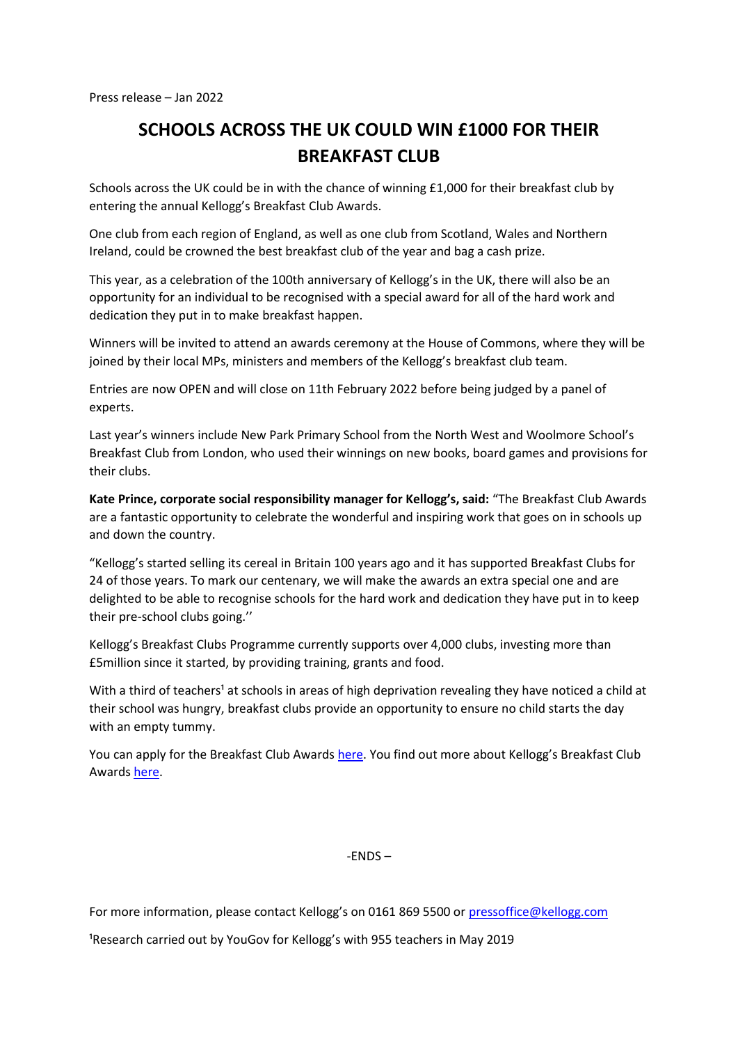Press release – Jan 2022

# SCHOOLS ACROSS THE UK COULD WIN £1000 FOR THEIR BREAKFAST CLUB

Schools across the UK could be in with the chance of winning £1,000 for their breakfast club by entering the annual Kellogg's Breakfast Club Awards.

One club from each region of England, as well as one club from Scotland, Wales and Northern Ireland, could be crowned the best breakfast club of the year and bag a cash prize.

This year, as a celebration of the 100th anniversary of Kellogg's in the UK, there will also be an opportunity for an individual to be recognised with a special award for all of the hard work and dedication they put in to make breakfast happen.

Winners will be invited to attend an awards ceremony at the House of Commons, where they will be joined by their local MPs, ministers and members of the Kellogg's breakfast club team.

Entries are now OPEN and will close on 11th February 2022 before being judged by a panel of experts.

Last year's winners include New Park Primary School from the North West and Woolmore School's Breakfast Club from London, who used their winnings on new books, board games and provisions for their clubs.

**Kate Prince, corporate social responsibility manager for Kellogg's, said:** "The Breakfast Club Awards are a fantastic opportunity to celebrate the wonderful and inspiring work that goes on in schools up and down the country.

"Kellogg's started selling its cereal in Britain 100 years ago and it has supported Breakfast Clubs for 24 of those years. To mark our centenary, we will make the awards an extra special one and are delighted to be able to recognise schools for the hard work and dedication they have put in to keep their pre-school clubs going.''

Kellogg's Breakfast Clubs Programme currently supports over 4,000 clubs, investing more than £5million since it started, by providing training, grants and food.

With a third of teachers[1] at schools in areas of high deprivation revealing they have noticed a child at their school was hungry, breakfast clubs provide an opportunity to ensure no child starts the day with an empty tummy.

You can apply for the Breakfast Club Awards here. You find out more about Kellogg's Breakfast Club Awards here.

-ENDS –

For more information, please contact Kellogg's on 0161 869 5500 or pressoffice@kellogg.com

[1]Research carried out by YouGov for Kellogg's with 955 teachers in May 2019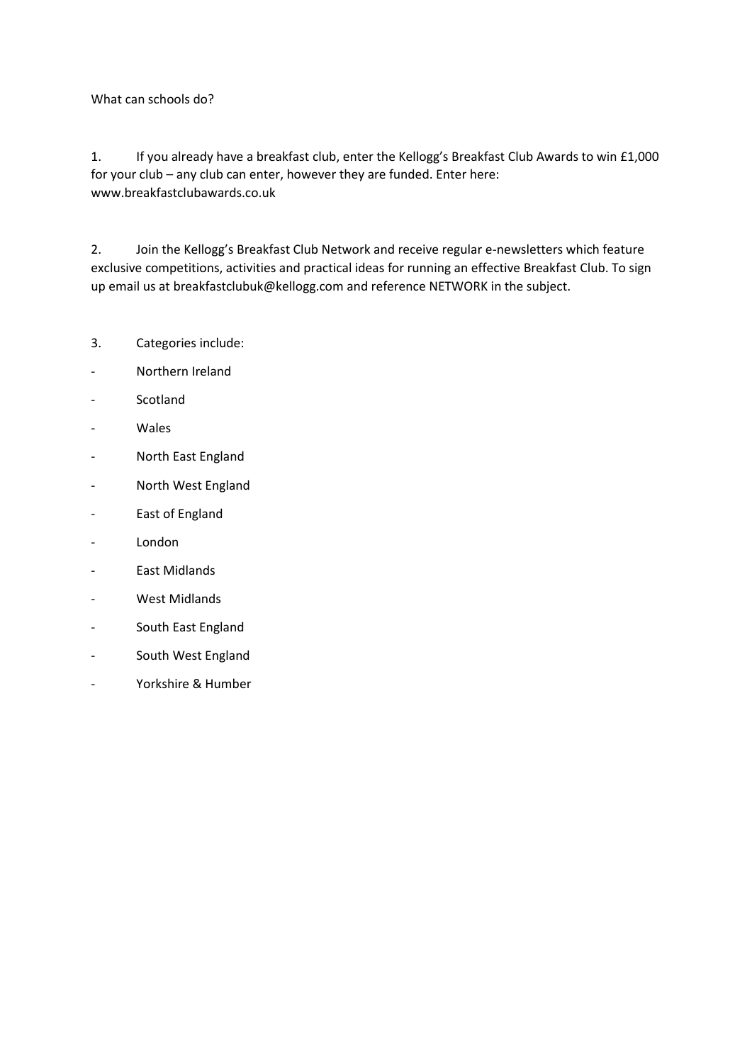What can schools do?

1. If you already have a breakfast club, enter the Kellogg's Breakfast Club Awards to win £1,000 for your club – any club can enter, however they are funded. Enter here: www.breakfastclubawards.co.uk

2. Join the Kellogg's Breakfast Club Network and receive regular e-newsletters which feature exclusive competitions, activities and practical ideas for running an effective Breakfast Club. To sign up email us at breakfastclubuk@kellogg.com and reference NETWORK in the subject.

3. Categories include:

- Northern Ireland
- Scotland
- Wales
- North East England
- North West England
- East of England
- London
- East Midlands
- West Midlands
- South East England
- South West England
- Yorkshire & Humber